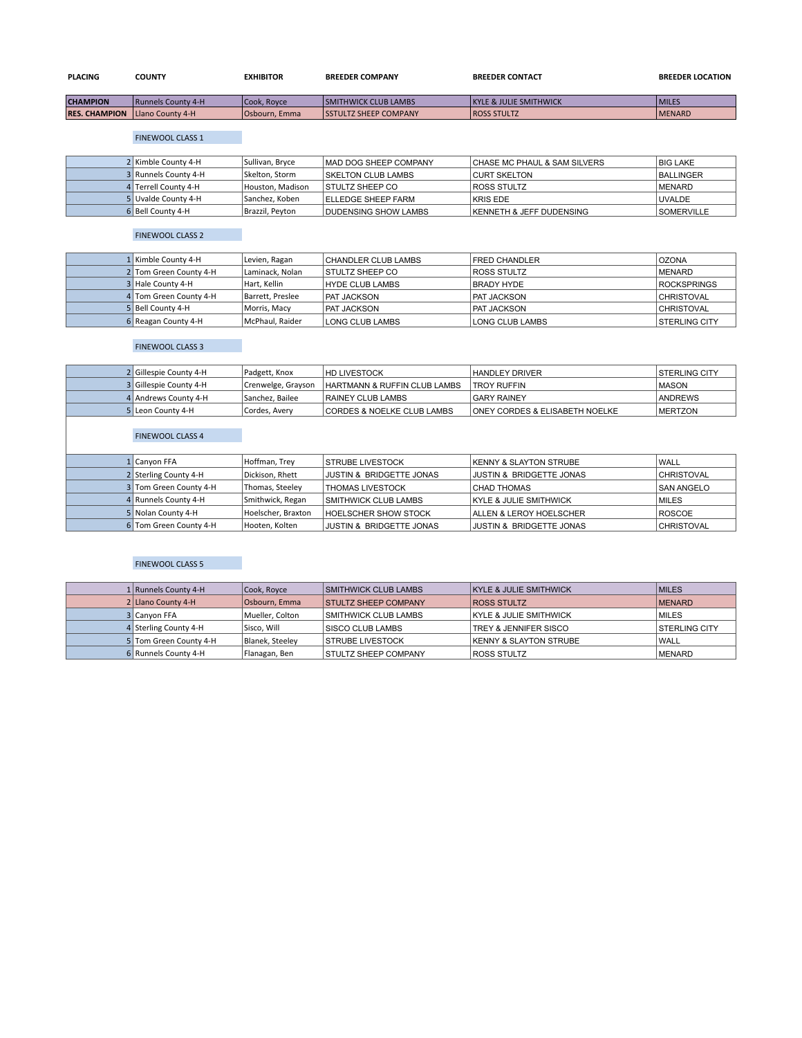| PLACING | COUNTY | EXHIBITOR | BREEDER COMPANY | BREEDER CONTACT | BREEDER LOCATION |
|---|---|---|---|---|---|
| CHAMPION | Runnels County 4-H | Cook, Royce | SMITHWICK CLUB LAMBS | KYLE & JULIE SMITHWICK | MILES |
| RES. CHAMPION | Llano County 4-H | Osbourn, Emma | SSTULTZ SHEEP COMPANY | ROSS STULTZ | MENARD |

FINEWOOL CLASS 1

| PLACING | COUNTY | EXHIBITOR | BREEDER COMPANY | BREEDER CONTACT | BREEDER LOCATION |
|---|---|---|---|---|---|
| 2 | Kimble County 4-H | Sullivan, Bryce | MAD DOG SHEEP COMPANY | CHASE MC PHAUL & SAM SILVERS | BIG LAKE |
| 3 | Runnels County 4-H | Skelton, Storm | SKELTON CLUB LAMBS | CURT SKELTON | BALLINGER |
| 4 | Terrell County 4-H | Houston, Madison | STULTZ SHEEP CO | ROSS STULTZ | MENARD |
| 5 | Uvalde County 4-H | Sanchez, Koben | ELLEDGE SHEEP FARM | KRIS EDE | UVALDE |
| 6 | Bell County 4-H | Brazzil, Peyton | DUDENSING SHOW LAMBS | KENNETH & JEFF DUDENSING | SOMERVILLE |

FINEWOOL CLASS 2

| PLACING | COUNTY | EXHIBITOR | BREEDER COMPANY | BREEDER CONTACT | BREEDER LOCATION |
|---|---|---|---|---|---|
| 1 | Kimble County 4-H | Levien, Ragan | CHANDLER CLUB LAMBS | FRED CHANDLER | OZONA |
| 2 | Tom Green County 4-H | Laminack, Nolan | STULTZ SHEEP CO | ROSS STULTZ | MENARD |
| 3 | Hale County 4-H | Hart, Kellin | HYDE CLUB LAMBS | BRADY HYDE | ROCKSPRINGS |
| 4 | Tom Green County 4-H | Barrett, Preslee | PAT JACKSON | PAT JACKSON | CHRISTOVAL |
| 5 | Bell County 4-H | Morris, Macy | PAT JACKSON | PAT JACKSON | CHRISTOVAL |
| 6 | Reagan County 4-H | McPhaul, Raider | LONG CLUB LAMBS | LONG CLUB LAMBS | STERLING CITY |

FINEWOOL CLASS 3

| PLACING | COUNTY | EXHIBITOR | BREEDER COMPANY | BREEDER CONTACT | BREEDER LOCATION |
|---|---|---|---|---|---|
| 2 | Gillespie County 4-H | Padgett, Knox | HD LIVESTOCK | HANDLEY DRIVER | STERLING CITY |
| 3 | Gillespie County 4-H | Crenwelge, Grayson | HARTMANN & RUFFIN CLUB LAMBS | TROY RUFFIN | MASON |
| 4 | Andrews County 4-H | Sanchez, Bailee | RAINEY CLUB LAMBS | GARY RAINEY | ANDREWS |
| 5 | Leon County 4-H | Cordes, Avery | CORDES & NOELKE CLUB LAMBS | ONEY CORDES & ELISABETH NOELKE | MERTZON |

FINEWOOL CLASS 4

| PLACING | COUNTY | EXHIBITOR | BREEDER COMPANY | BREEDER CONTACT | BREEDER LOCATION |
|---|---|---|---|---|---|
| 1 | Canyon FFA | Hoffman, Trey | STRUBE LIVESTOCK | KENNY & SLAYTON STRUBE | WALL |
| 2 | Sterling County 4-H | Dickison, Rhett | JUSTIN & BRIDGETTE JONAS | JUSTIN & BRIDGETTE JONAS | CHRISTOVAL |
| 3 | Tom Green County 4-H | Thomas, Steeley | THOMAS LIVESTOCK | CHAD THOMAS | SAN ANGELO |
| 4 | Runnels County 4-H | Smithwick, Regan | SMITHWICK CLUB LAMBS | KYLE & JULIE SMITHWICK | MILES |
| 5 | Nolan County 4-H | Hoelscher, Braxton | HOELSCHER SHOW STOCK | ALLEN & LEROY HOELSCHER | ROSCOE |
| 6 | Tom Green County 4-H | Hooten, Kolten | JUSTIN & BRIDGETTE JONAS | JUSTIN & BRIDGETTE JONAS | CHRISTOVAL |

FINEWOOL CLASS 5

| PLACING | COUNTY | EXHIBITOR | BREEDER COMPANY | BREEDER CONTACT | BREEDER LOCATION |
|---|---|---|---|---|---|
| 1 | Runnels County 4-H | Cook, Royce | SMITHWICK CLUB LAMBS | KYLE & JULIE SMITHWICK | MILES |
| 2 | Llano County 4-H | Osbourn, Emma | STULTZ SHEEP COMPANY | ROSS STULTZ | MENARD |
| 3 | Canyon FFA | Mueller, Colton | SMITHWICK CLUB LAMBS | KYLE & JULIE SMITHWICK | MILES |
| 4 | Sterling County 4-H | Sisco, Will | SISCO CLUB LAMBS | TREY & JENNIFER SISCO | STERLING CITY |
| 5 | Tom Green County 4-H | Blanek, Steeley | STRUBE LIVESTOCK | KENNY & SLAYTON STRUBE | WALL |
| 6 | Runnels County 4-H | Flanagan, Ben | STULTZ SHEEP COMPANY | ROSS STULTZ | MENARD |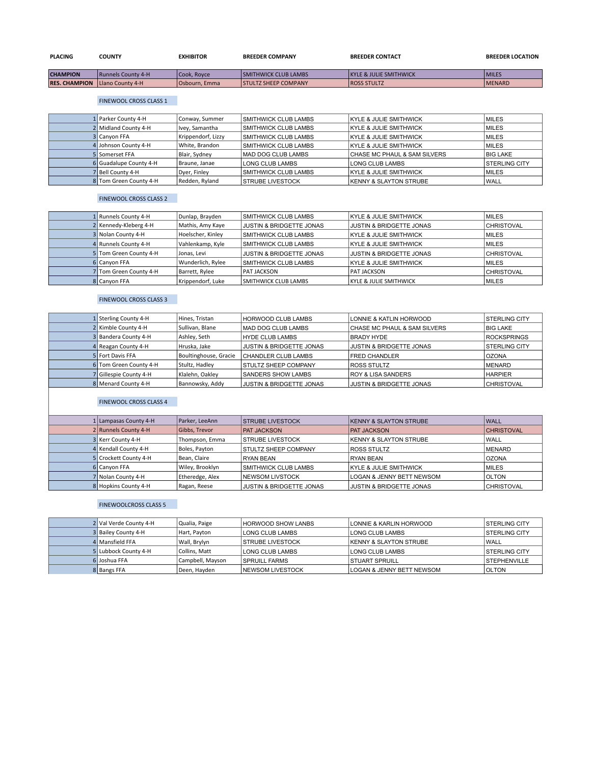| PLACING | COUNTY | EXHIBITOR | BREEDER COMPANY | BREEDER CONTACT | BREEDER LOCATION |
|---|---|---|---|---|---|
| CHAMPION | Runnels County 4-H | Cook, Royce | SMITHWICK CLUB LAMBS | KYLE & JULIE SMITHWICK | MILES |
| RES. CHAMPION | Llano County 4-H | Osbourn, Emma | STULTZ SHEEP COMPANY | ROSS STULTZ | MENARD |

### FINEWOOL CROSS CLASS 1

| PLACING | COUNTY | EXHIBITOR | BREEDER COMPANY | BREEDER CONTACT | BREEDER LOCATION |
|---|---|---|---|---|---|
| 1 | Parker County 4-H | Conway, Summer | SMITHWICK CLUB LAMBS | KYLE & JULIE SMITHWICK | MILES |
| 2 | Midland County 4-H | Ivey, Samantha | SMITHWICK CLUB LAMBS | KYLE & JULIE SMITHWICK | MILES |
| 3 | Canyon FFA | Krippendorf, Lizzy | SMITHWICK CLUB LAMBS | KYLE & JULIE SMITHWICK | MILES |
| 4 | Johnson County 4-H | White, Brandon | SMITHWICK CLUB LAMBS | KYLE & JULIE SMITHWICK | MILES |
| 5 | Somerset FFA | Blair, Sydney | MAD DOG CLUB LAMBS | CHASE MC PHAUL & SAM SILVERS | BIG LAKE |
| 6 | Guadalupe County 4-H | Braune, Janae | LONG CLUB LAMBS | LONG CLUB LAMBS | STERLING CITY |
| 7 | Bell County 4-H | Dyer, Finley | SMITHWICK CLUB LAMBS | KYLE & JULIE SMITHWICK | MILES |
| 8 | Tom Green County 4-H | Redden, Ryland | STRUBE LIVESTOCK | KENNY & SLAYTON STRUBE | WALL |

### FINEWOOL CROSS CLASS 2

| PLACING | COUNTY | EXHIBITOR | BREEDER COMPANY | BREEDER CONTACT | BREEDER LOCATION |
|---|---|---|---|---|---|
| 1 | Runnels County 4-H | Dunlap, Brayden | SMITHWICK CLUB LAMBS | KYLE & JULIE SMITHWICK | MILES |
| 2 | Kennedy-Kleberg 4-H | Mathis, Amy Kaye | JUSTIN & BRIDGETTE JONAS | JUSTIN & BRIDGETTE JONAS | CHRISTOVAL |
| 3 | Nolan County 4-H | Hoelscher, Kinley | SMITHWICK CLUB LAMBS | KYLE & JULIE SMITHWICK | MILES |
| 4 | Runnels County 4-H | Vahlenkamp, Kyle | SMITHWICK CLUB LAMBS | KYLE & JULIE SMITHWICK | MILES |
| 5 | Tom Green County 4-H | Jonas, Levi | JUSTIN & BRIDGETTE JONAS | JUSTIN & BRIDGETTE JONAS | CHRISTOVAL |
| 6 | Canyon FFA | Wunderlich, Rylee | SMITHWICK CLUB LAMBS | KYLE & JULIE SMITHWICK | MILES |
| 7 | Tom Green County 4-H | Barrett, Rylee | PAT JACKSON | PAT JACKSON | CHRISTOVAL |
| 8 | Canyon FFA | Krippendorf, Luke | SMITHWICK CLUB LAMBS | KYLE & JULIE SMITHWICK | MILES |

### FINEWOOL CROSS CLASS 3

| PLACING | COUNTY | EXHIBITOR | BREEDER COMPANY | BREEDER CONTACT | BREEDER LOCATION |
|---|---|---|---|---|---|
| 1 | Sterling County 4-H | Hines, Tristan | HORWOOD CLUB LAMBS | LONNIE & KATLIN HORWOOD | STERLING CITY |
| 2 | Kimble County 4-H | Sullivan, Blane | MAD DOG CLUB LAMBS | CHASE MC PHAUL & SAM SILVERS | BIG LAKE |
| 3 | Bandera County 4-H | Ashley, Seth | HYDE CLUB LAMBS | BRADY HYDE | ROCKSPRINGS |
| 4 | Reagan County 4-H | Hruska, Jake | JUSTIN & BRIDGETTE JONAS | JUSTIN & BRIDGETTE JONAS | STERLING CITY |
| 5 | Fort Davis FFA | Boultinghouse, Gracie | CHANDLER CLUB LAMBS | FRED CHANDLER | OZONA |
| 6 | Tom Green County 4-H | Stultz, Hadley | STULTZ SHEEP COMPANY | ROSS STULTZ | MENARD |
| 7 | Gillespie County 4-H | Klalehn, Oakley | SANDERS SHOW LAMBS | ROY & LISA SANDERS | HARPIER |
| 8 | Menard County 4-H | Bannowsky, Addy | JUSTIN & BRIDGETTE JONAS | JUSTIN & BRIDGETTE JONAS | CHRISTOVAL |

### FINEWOOL CROSS CLASS 4

| PLACING | COUNTY | EXHIBITOR | BREEDER COMPANY | BREEDER CONTACT | BREEDER LOCATION |
|---|---|---|---|---|---|
| 1 | Lampasas County 4-H | Parker, LeeAnn | STRUBE LIVESTOCK | KENNY & SLAYTON STRUBE | WALL |
| 2 | Runnels County 4-H | Gibbs, Trevor | PAT JACKSON | PAT JACKSON | CHRISTOVAL |
| 3 | Kerr County 4-H | Thompson, Emma | STRUBE LIVESTOCK | KENNY & SLAYTON STRUBE | WALL |
| 4 | Kendall County 4-H | Boles, Payton | STULTZ SHEEP COMPANY | ROSS STULTZ | MENARD |
| 5 | Crockett County 4-H | Bean, Claire | RYAN BEAN | RYAN BEAN | OZONA |
| 6 | Canyon FFA | Wiley, Brooklyn | SMITHWICK CLUB LAMBS | KYLE & JULIE SMITHWICK | MILES |
| 7 | Nolan County 4-H | Etheredge, Alex | NEWSOM LIVSTOCK | LOGAN & JENNY BETT NEWSOM | OLTON |
| 8 | Hopkins County 4-H | Ragan, Reese | JUSTIN & BRIDGETTE JONAS | JUSTIN & BRIDGETTE JONAS | CHRISTOVAL |

### FINEWOOLCROSS CLASS 5

| PLACING | COUNTY | EXHIBITOR | BREEDER COMPANY | BREEDER CONTACT | BREEDER LOCATION |
|---|---|---|---|---|---|
| 2 | Val Verde County 4-H | Qualia, Paige | HORWOOD SHOW LANBS | LONNIE & KARLIN HORWOOD | STERLING CITY |
| 3 | Bailey County 4-H | Hart, Payton | LONG CLUB LAMBS | LONG CLUB LAMBS | STERLING CITY |
| 4 | Mansfield FFA | Wall, Brylyn | STRUBE LIVESTOCK | KENNY & SLAYTON STRUBE | WALL |
| 5 | Lubbock County 4-H | Collins, Matt | LONG CLUB LAMBS | LONG CLUB LAMBS | STERLING CITY |
| 6 | Joshua FFA | Campbell, Mayson | SPRUILL FARMS | STUART SPRUILL | STEPHENVILLE |
| 8 | Bangs FFA | Deen, Hayden | NEWSOM LIVESTOCK | LOGAN & JENNY BETT NEWSOM | OLTON |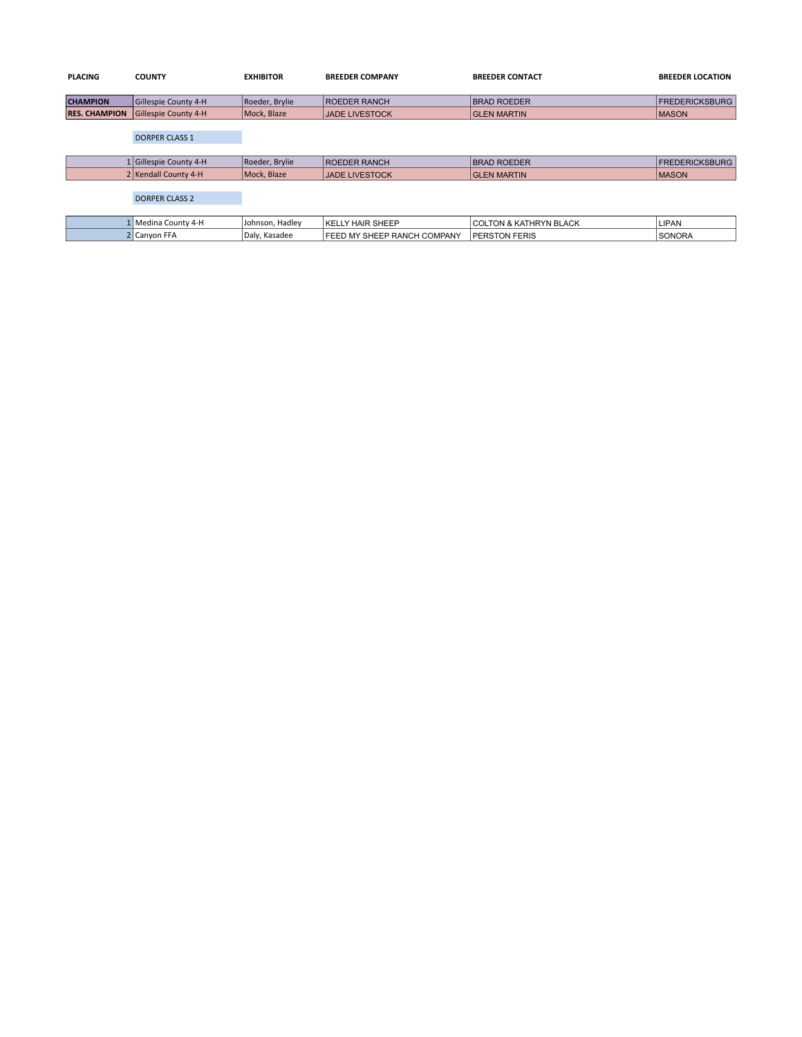| PLACING | COUNTY | EXHIBITOR | BREEDER COMPANY | BREEDER CONTACT | BREEDER LOCATION |
|---|---|---|---|---|---|
| **CHAMPION** | Gillespie County 4-H | Roeder, Brylie | ROEDER RANCH | BRAD ROEDER | FREDERICKSBURG |
| **RES. CHAMPION** | Gillespie County 4-H | Mock, Blaze | JADE LIVESTOCK | GLEN MARTIN | MASON |
| | DORPER CLASS 1 | | | | |
| 1 | Gillespie County 4-H | Roeder, Brylie | ROEDER RANCH | BRAD ROEDER | FREDERICKSBURG |
| 2 | Kendall County 4-H | Mock, Blaze | JADE LIVESTOCK | GLEN MARTIN | MASON |
| | DORPER CLASS 2 | | | | |
| 1 | Medina County 4-H | Johnson, Hadley | KELLY HAIR SHEEP | COLTON & KATHRYN BLACK | LIPAN |
| 2 | Canyon FFA | Daly, Kasadee | FEED MY SHEEP RANCH COMPANY | PERSTON FERIS | SONORA |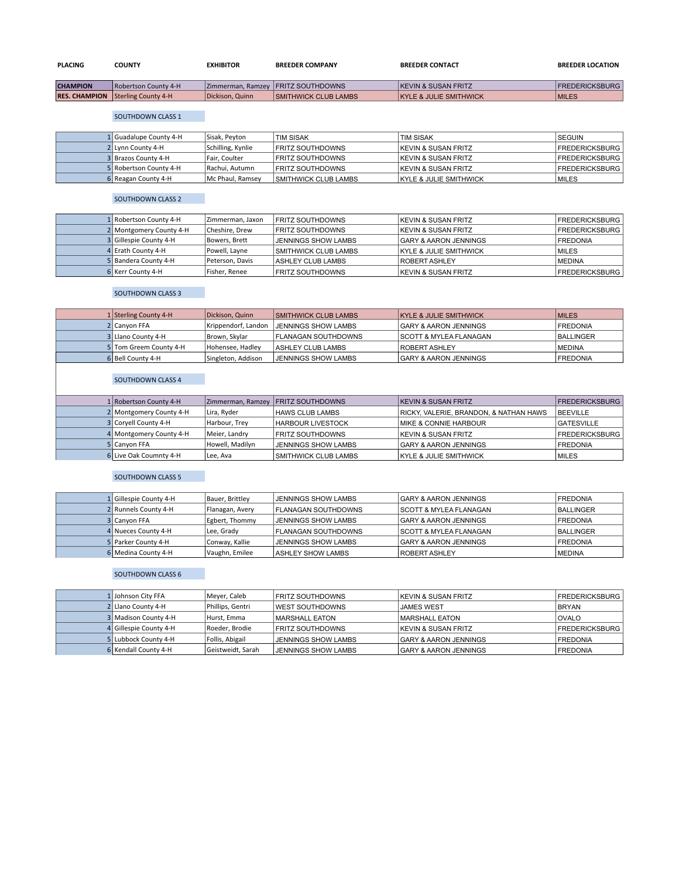| PLACING | COUNTY | EXHIBITOR | BREEDER COMPANY | BREEDER CONTACT | BREEDER LOCATION |
|---|---|---|---|---|---|
| CHAMPION | Robertson County 4-H | Zimmerman, Ramzey | FRITZ SOUTHDOWNS | KEVIN & SUSAN FRITZ | FREDERICKSBURG |
| RES. CHAMPION | Sterling County 4-H | Dickison, Quinn | SMITHWICK CLUB LAMBS | KYLE & JULIE SMITHWICK | MILES |

SOUTHDOWN CLASS 1

| PLACING | COUNTY | EXHIBITOR | BREEDER COMPANY | BREEDER CONTACT | BREEDER LOCATION |
|---|---|---|---|---|---|
| 1 | Guadalupe County 4-H | Sisak, Peyton | TIM SISAK | TIM SISAK | SEGUIN |
| 2 | Lynn County 4-H | Schilling, Kynlie | FRITZ SOUTHDOWNS | KEVIN & SUSAN FRITZ | FREDERICKSBURG |
| 3 | Brazos County 4-H | Fair, Coulter | FRITZ SOUTHDOWNS | KEVIN & SUSAN FRITZ | FREDERICKSBURG |
| 5 | Robertson County 4-H | Rachui, Autumn | FRITZ SOUTHDOWNS | KEVIN & SUSAN FRITZ | FREDERICKSBURG |
| 6 | Reagan County 4-H | Mc Phaul, Ramsey | SMITHWICK CLUB LAMBS | KYLE & JULIE SMITHWICK | MILES |

SOUTHDOWN CLASS 2

| PLACING | COUNTY | EXHIBITOR | BREEDER COMPANY | BREEDER CONTACT | BREEDER LOCATION |
|---|---|---|---|---|---|
| 1 | Robertson County 4-H | Zimmerman, Jaxon | FRITZ SOUTHDOWNS | KEVIN & SUSAN FRITZ | FREDERICKSBURG |
| 2 | Montgomery County 4-H | Cheshire, Drew | FRITZ SOUTHDOWNS | KEVIN & SUSAN FRITZ | FREDERICKSBURG |
| 3 | Gillespie County 4-H | Bowers, Brett | JENNINGS SHOW LAMBS | GARY & AARON JENNINGS | FREDONIA |
| 4 | Erath County 4-H | Powell, Layne | SMITHWICK CLUB LAMBS | KYLE & JULIE SMITHWICK | MILES |
| 5 | Bandera County 4-H | Peterson, Davis | ASHLEY CLUB LAMBS | ROBERT ASHLEY | MEDINA |
| 6 | Kerr County 4-H | Fisher, Renee | FRITZ SOUTHDOWNS | KEVIN & SUSAN FRITZ | FREDERICKSBURG |

SOUTHDOWN CLASS 3

| PLACING | COUNTY | EXHIBITOR | BREEDER COMPANY | BREEDER CONTACT | BREEDER LOCATION |
|---|---|---|---|---|---|
| 1 | Sterling County 4-H | Dickison, Quinn | SMITHWICK CLUB LAMBS | KYLE & JULIE SMITHWICK | MILES |
| 2 | Canyon FFA | Krippendorf, Landon | JENNINGS SHOW LAMBS | GARY & AARON JENNINGS | FREDONIA |
| 3 | Llano County 4-H | Brown, Skylar | FLANAGAN SOUTHDOWNS | SCOTT & MYLEA FLANAGAN | BALLINGER |
| 5 | Tom Greem County 4-H | Hohensee, Hadley | ASHLEY CLUB LAMBS | ROBERT ASHLEY | MEDINA |
| 6 | Bell County 4-H | Singleton, Addison | JENNINGS SHOW LAMBS | GARY & AARON JENNINGS | FREDONIA |

SOUTHDOWN CLASS 4

| PLACING | COUNTY | EXHIBITOR | BREEDER COMPANY | BREEDER CONTACT | BREEDER LOCATION |
|---|---|---|---|---|---|
| 1 | Robertson County 4-H | Zimmerman, Ramzey | FRITZ SOUTHDOWNS | KEVIN & SUSAN FRITZ | FREDERICKSBURG |
| 2 | Montgomery County 4-H | Lira, Ryder | HAWS CLUB LAMBS | RICKY, VALERIE, BRANDON, & NATHAN HAWS | BEEVILLE |
| 3 | Coryell County 4-H | Harbour, Trey | HARBOUR LIVESTOCK | MIKE & CONNIE HARBOUR | GATESVILLE |
| 4 | Montgomery County 4-H | Meier, Landry | FRITZ SOUTHDOWNS | KEVIN & SUSAN FRITZ | FREDERICKSBURG |
| 5 | Canyon FFA | Howell, Madilyn | JENNINGS SHOW LAMBS | GARY & AARON JENNINGS | FREDONIA |
| 6 | Live Oak Coumnty 4-H | Lee, Ava | SMITHWICK CLUB LAMBS | KYLE & JULIE SMITHWICK | MILES |

SOUTHDOWN CLASS 5

| PLACING | COUNTY | EXHIBITOR | BREEDER COMPANY | BREEDER CONTACT | BREEDER LOCATION |
|---|---|---|---|---|---|
| 1 | Gillespie County 4-H | Bauer, Brittley | JENNINGS SHOW LAMBS | GARY & AARON JENNINGS | FREDONIA |
| 2 | Runnels County 4-H | Flanagan, Avery | FLANAGAN SOUTHDOWNS | SCOTT & MYLEA FLANAGAN | BALLINGER |
| 3 | Canyon FFA | Egbert, Thommy | JENNINGS SHOW LAMBS | GARY & AARON JENNINGS | FREDONIA |
| 4 | Nueces County 4-H | Lee, Grady | FLANAGAN SOUTHDOWNS | SCOTT & MYLEA FLANAGAN | BALLINGER |
| 5 | Parker County 4-H | Conway, Kallie | JENNINGS SHOW LAMBS | GARY & AARON JENNINGS | FREDONIA |
| 6 | Medina County 4-H | Vaughn, Emilee | ASHLEY SHOW LAMBS | ROBERT ASHLEY | MEDINA |

SOUTHDOWN CLASS 6

| PLACING | COUNTY | EXHIBITOR | BREEDER COMPANY | BREEDER CONTACT | BREEDER LOCATION |
|---|---|---|---|---|---|
| 1 | Johnson City FFA | Meyer, Caleb | FRITZ SOUTHDOWNS | KEVIN & SUSAN FRITZ | FREDERICKSBURG |
| 2 | Llano County 4-H | Phillips, Gentri | WEST SOUTHDOWNS | JAMES WEST | BRYAN |
| 3 | Madison County 4-H | Hurst, Emma | MARSHALL EATON | MARSHALL EATON | OVALO |
| 4 | Gillespie County 4-H | Roeder, Brodie | FRITZ SOUTHDOWNS | KEVIN & SUSAN FRITZ | FREDERICKSBURG |
| 5 | Lubbock County 4-H | Follis, Abigail | JENNINGS SHOW LAMBS | GARY & AARON JENNINGS | FREDONIA |
| 6 | Kendall County 4-H | Geistweidt, Sarah | JENNINGS SHOW LAMBS | GARY & AARON JENNINGS | FREDONIA |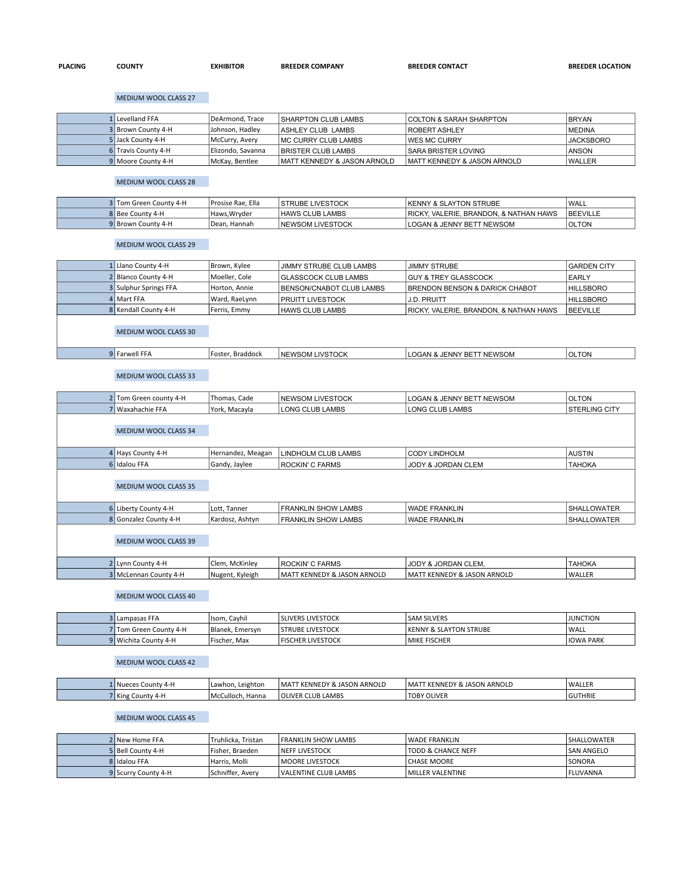| PLACING | COUNTY | EXHIBITOR | BREEDER COMPANY | BREEDER CONTACT | BREEDER LOCATION |
|---|---|---|---|---|---|

### MEDIUM WOOL CLASS 27

| | | | | | |
|---|---|---|---|---|---|
| 1 | Levelland FFA | DeArmond, Trace | SHARPTON CLUB LAMBS | COLTON & SARAH SHARPTON | BRYAN |
| 3 | Brown County 4-H | Johnson, Hadley | ASHLEY CLUB LAMBS | ROBERT ASHLEY | MEDINA |
| 5 | Jack County 4-H | McCurry, Avery | MC CURRY CLUB LAMBS | WES MC CURRY | JACKSBORO |
| 6 | Travis County 4-H | Elizondo, Savanna | BRISTER CLUB LAMBS | SARA BRISTER LOVING | ANSON |
| 9 | Moore County 4-H | McKay, Bentlee | MATT KENNEDY & JASON ARNOLD | MATT KENNEDY & JASON ARNOLD | WALLER |

### MEDIUM WOOL CLASS 28

| | | | | | |
|---|---|---|---|---|---|
| 3 | Tom Green County 4-H | Prosise Rae, Ella | STRUBE LIVESTOCK | KENNY & SLAYTON STRUBE | WALL |
| 8 | Bee County 4-H | Haws,Wryder | HAWS CLUB LAMBS | RICKY, VALERIE, BRANDON, & NATHAN HAWS | BEEVILLE |
| 9 | Brown County 4-H | Dean, Hannah | NEWSOM LIVESTOCK | LOGAN & JENNY BETT NEWSOM | OLTON |

### MEDIUM WOOL CLASS 29

| | | | | | |
|---|---|---|---|---|---|
| 1 | Llano County 4-H | Brown, Kylee | JIMMY STRUBE CLUB LAMBS | JIMMY STRUBE | GARDEN CITY |
| 2 | Blanco County 4-H | Moeller, Cole | GLASSCOCK CLUB LAMBS | GUY & TREY GLASSCOCK | EARLY |
| 3 | Sulphur Springs FFA | Horton, Annie | BENSON/CNABOT CLUB LAMBS | BRENDON BENSON & DARICK CHABOT | HILLSBORO |
| 4 | Mart FFA | Ward, RaeLynn | PRUITT LIVESTOCK | J.D. PRUITT | HILLSBORO |
| 8 | Kendall County 4-H | Ferris, Emmy | HAWS CLUB LAMBS | RICKY, VALERIE, BRANDON, & NATHAN HAWS | BEEVILLE |

### MEDIUM WOOL CLASS 30

| | | | | | |
|---|---|---|---|---|---|
| 9 | Farwell FFA | Foster, Braddock | NEWSOM LIVSTOCK | LOGAN & JENNY BETT NEWSOM | OLTON |

### MEDIUM WOOL CLASS 33

| | | | | | |
|---|---|---|---|---|---|
| 2 | Tom Green county 4-H | Thomas, Cade | NEWSOM LIVESTOCK | LOGAN & JENNY BETT NEWSOM | OLTON |
| 7 | Waxahachie FFA | York, Macayla | LONG CLUB LAMBS | LONG CLUB LAMBS | STERLING CITY |

### MEDIUM WOOL CLASS 34

| | | | | | |
|---|---|---|---|---|---|
| 4 | Hays County 4-H | Hernandez, Meagan | LINDHOLM CLUB LAMBS | CODY LINDHOLM | AUSTIN |
| 6 | Idalou FFA | Gandy, Jaylee | ROCKIN' C FARMS | JODY & JORDAN CLEM | TAHOKA |

### MEDIUM WOOL CLASS 35

| | | | | | |
|---|---|---|---|---|---|
| 6 | Liberty County 4-H | Lott, Tanner | FRANKLIN SHOW LAMBS | WADE FRANKLIN | SHALLOWATER |
| 8 | Gonzalez County 4-H | Kardosz, Ashtyn | FRANKLIN SHOW LAMBS | WADE FRANKLIN | SHALLOWATER |

### MEDIUM WOOL CLASS 39

| | | | | | |
|---|---|---|---|---|---|
| 2 | Lynn County 4-H | Clem, McKinley | ROCKIN' C FARMS | JODY & JORDAN CLEM, | TAHOKA |
| 3 | McLennan County 4-H | Nugent, Kyleigh | MATT KENNEDY & JASON ARNOLD | MATT KENNEDY & JASON ARNOLD | WALLER |

### MEDIUM WOOL CLASS 40

| | | | | | |
|---|---|---|---|---|---|
| 3 | Lampasas FFA | Isom, Cayhil | SLIVERS LIVESTOCK | SAM SILVERS | JUNCTION |
| 7 | Tom Green County 4-H | Blanek, Emersyn | STRUBE LIVESTOCK | KENNY & SLAYTON STRUBE | WALL |
| 9 | Wichita County 4-H | Fischer, Max | FISCHER LIVESTOCK | MIKE FISCHER | IOWA PARK |

### MEDIUM WOOL CLASS 42

| | | | | | |
|---|---|---|---|---|---|
| 1 | Nueces County 4-H | Lawhon, Leighton | MATT KENNEDY & JASON ARNOLD | MATT KENNEDY & JASON ARNOLD | WALLER |
| 7 | King County 4-H | McCulloch, Hanna | OLIVER CLUB LAMBS | TOBY OLIVER | GUTHRIE |

### MEDIUM WOOL CLASS 45

| | | | | | |
|---|---|---|---|---|---|
| 2 | New Home FFA | Truhlicka, Tristan | FRANKLIN SHOW LAMBS | WADE FRANKLIN | SHALLOWATER |
| 5 | Bell County 4-H | Fisher, Braeden | NEFF LIVESTOCK | TODD & CHANCE NEFF | SAN ANGELO |
| 8 | Idalou FFA | Harris, Molli | MOORE LIVESTOCK | CHASE MOORE | SONORA |
| 9 | Scurry County 4-H | Schniffer, Avery | VALENTINE CLUB LAMBS | MILLER VALENTINE | FLUVANNA |